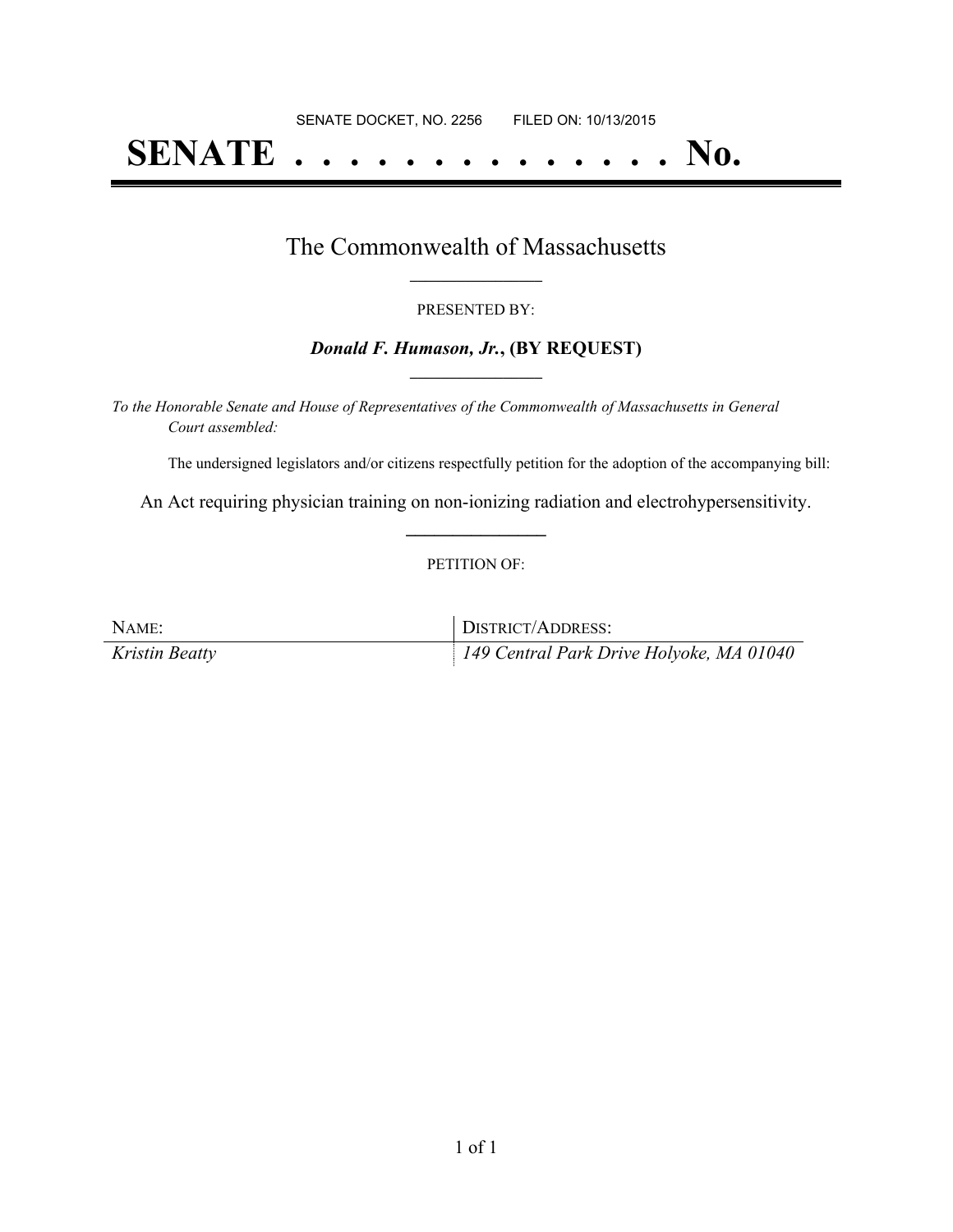SENATE DOCKET, NO. 2256        FILED ON: 10/13/2015

# SENATE . . . . . . . . . . . . . . No.

## The Commonwealth of Massachusetts

PRESENTED BY:

***Donald F. Humason, Jr.*, (BY REQUEST)**

*To the Honorable Senate and House of Representatives of the Commonwealth of Massachusetts in General Court assembled:*

The undersigned legislators and/or citizens respectfully petition for the adoption of the accompanying bill:

An Act requiring physician training on non-ionizing radiation and electrohypersensitivity.

PETITION OF:

| NAME: | DISTRICT/ADDRESS: |
| --- | --- |
| *Kristin Beatty* | *149 Central Park Drive Holyoke, MA 01040* |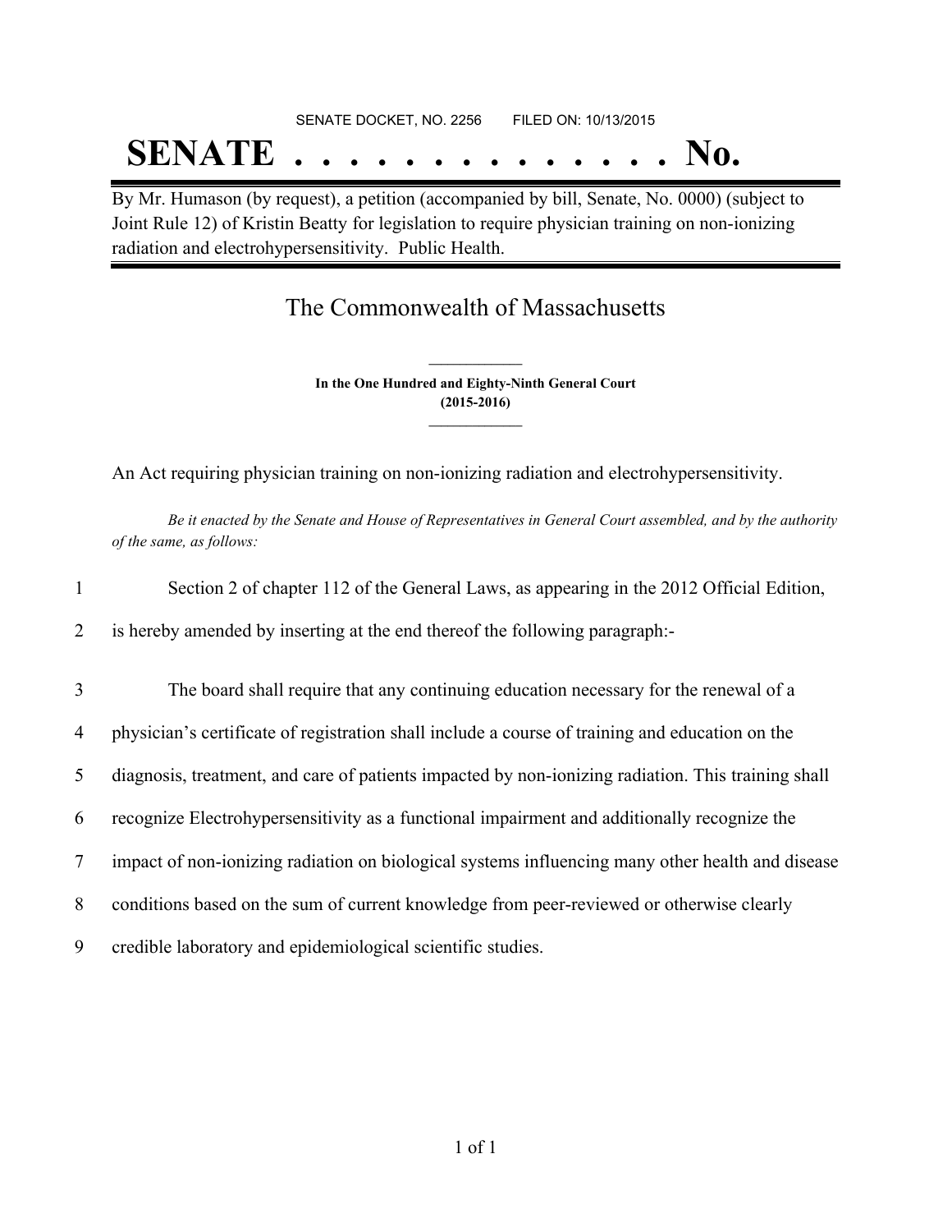SENATE DOCKET, NO. 2256        FILED ON: 10/13/2015

# SENATE . . . . . . . . . . . . . . No.

By Mr. Humason (by request), a petition (accompanied by bill, Senate, No. 0000) (subject to Joint Rule 12) of Kristin Beatty for legislation to require physician training on non-ionizing radiation and electrohypersensitivity. Public Health.

## The Commonwealth of Massachusetts

**In the One Hundred and Eighty-Ninth General Court**
**(2015-2016)**

An Act requiring physician training on non-ionizing radiation and electrohypersensitivity.

*Be it enacted by the Senate and House of Representatives in General Court assembled, and by the authority of the same, as follows:*

1 Section 2 of chapter 112 of the General Laws, as appearing in the 2012 Official Edition,
2 is hereby amended by inserting at the end thereof the following paragraph:-

3 The board shall require that any continuing education necessary for the renewal of a
4 physician's certificate of registration shall include a course of training and education on the
5 diagnosis, treatment, and care of patients impacted by non-ionizing radiation. This training shall
6 recognize Electrohypersensitivity as a functional impairment and additionally recognize the
7 impact of non-ionizing radiation on biological systems influencing many other health and disease
8 conditions based on the sum of current knowledge from peer-reviewed or otherwise clearly
9 credible laboratory and epidemiological scientific studies.